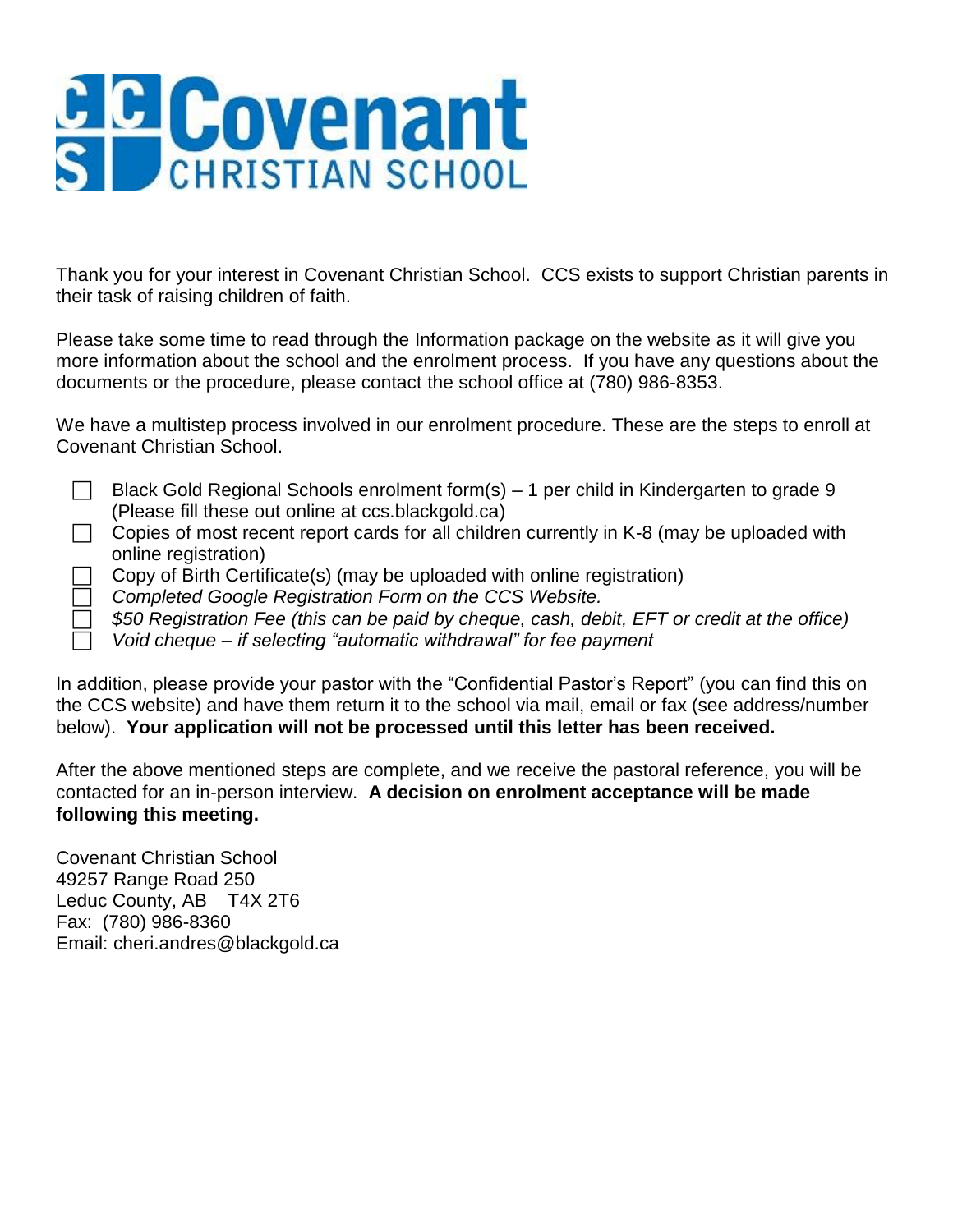# CCS Covenant CHRISTIAN SCHOOL

Thank you for your interest in Covenant Christian School. CCS exists to support Christian parents in their task of raising children of faith.

Please take some time to read through the Information package on the website as it will give you more information about the school and the enrolment process. If you have any questions about the documents or the procedure, please contact the school office at (780) 986-8353.

We have a multistep process involved in our enrolment procedure. These are the steps to enroll at Covenant Christian School.

- ☐ Black Gold Regional Schools enrolment form(s) – 1 per child in Kindergarten to grade 9 (Please fill these out online at ccs.blackgold.ca)
- ☐ Copies of most recent report cards for all children currently in K-8 (may be uploaded with online registration)
- ☐ Copy of Birth Certificate(s) (may be uploaded with online registration)
- ☐ *Completed Google Registration Form on the CCS Website.*
- ☐ *$50 Registration Fee (this can be paid by cheque, cash, debit, EFT or credit at the office)*
- ☐ *Void cheque – if selecting "automatic withdrawal" for fee payment*

In addition, please provide your pastor with the "Confidential Pastor's Report" (you can find this on the CCS website) and have them return it to the school via mail, email or fax (see address/number below). **Your application will not be processed until this letter has been received.**

After the above mentioned steps are complete, and we receive the pastoral reference, you will be contacted for an in-person interview. **A decision on enrolment acceptance will be made following this meeting.**

Covenant Christian School
49257 Range Road 250
Leduc County, AB T4X 2T6
Fax: (780) 986-8360
Email: cheri.andres@blackgold.ca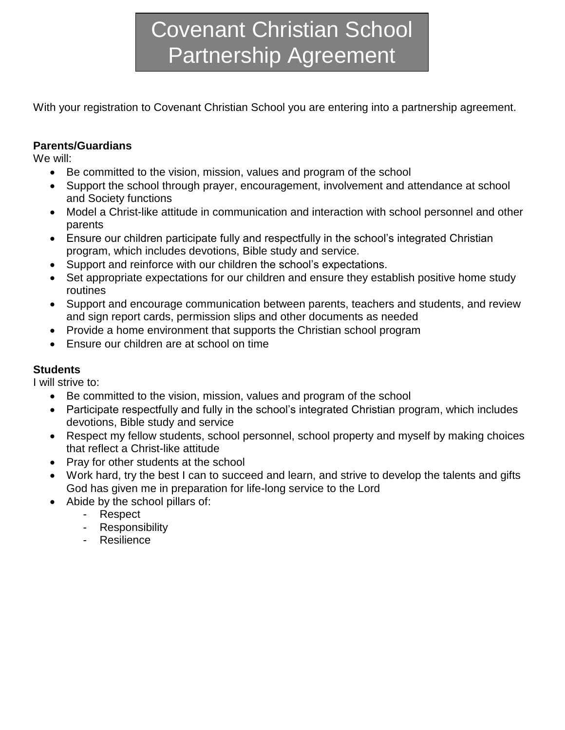# Covenant Christian School Partnership Agreement

With your registration to Covenant Christian School you are entering into a partnership agreement.

**Parents/Guardians**

We will:

- Be committed to the vision, mission, values and program of the school
- Support the school through prayer, encouragement, involvement and attendance at school and Society functions
- Model a Christ-like attitude in communication and interaction with school personnel and other parents
- Ensure our children participate fully and respectfully in the school's integrated Christian program, which includes devotions, Bible study and service.
- Support and reinforce with our children the school's expectations.
- Set appropriate expectations for our children and ensure they establish positive home study routines
- Support and encourage communication between parents, teachers and students, and review and sign report cards, permission slips and other documents as needed
- Provide a home environment that supports the Christian school program
- Ensure our children are at school on time

**Students**

I will strive to:

- Be committed to the vision, mission, values and program of the school
- Participate respectfully and fully in the school's integrated Christian program, which includes devotions, Bible study and service
- Respect my fellow students, school personnel, school property and myself by making choices that reflect a Christ-like attitude
- Pray for other students at the school
- Work hard, try the best I can to succeed and learn, and strive to develop the talents and gifts God has given me in preparation for life-long service to the Lord
- Abide by the school pillars of:
  - Respect
  - Responsibility
  - Resilience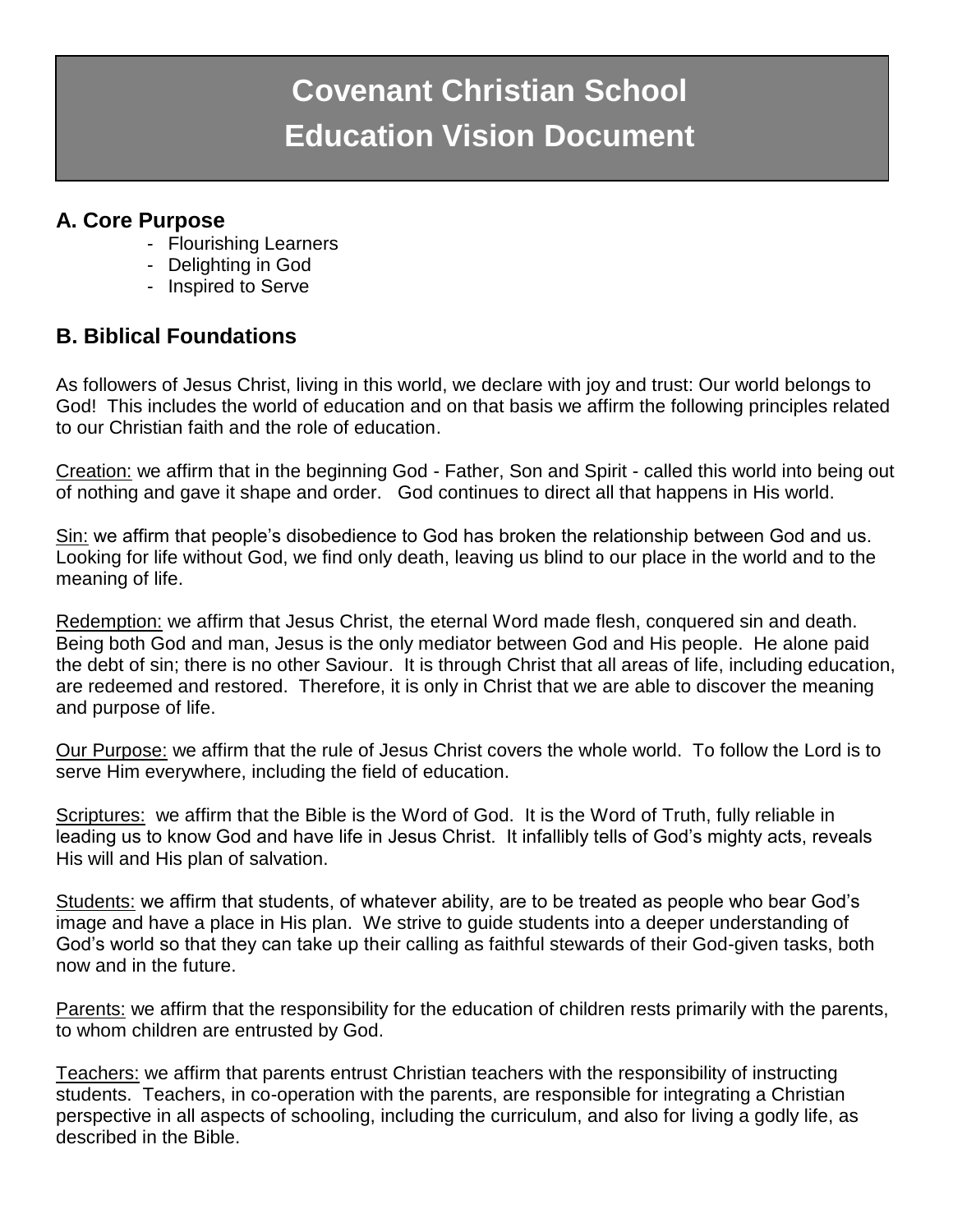# Covenant Christian School
# Education Vision Document

## A. Core Purpose

- Flourishing Learners
- Delighting in God
- Inspired to Serve

## B. Biblical Foundations

As followers of Jesus Christ, living in this world, we declare with joy and trust: Our world belongs to God! This includes the world of education and on that basis we affirm the following principles related to our Christian faith and the role of education.

Creation: we affirm that in the beginning God - Father, Son and Spirit - called this world into being out of nothing and gave it shape and order. God continues to direct all that happens in His world.

Sin: we affirm that people's disobedience to God has broken the relationship between God and us. Looking for life without God, we find only death, leaving us blind to our place in the world and to the meaning of life.

Redemption: we affirm that Jesus Christ, the eternal Word made flesh, conquered sin and death. Being both God and man, Jesus is the only mediator between God and His people. He alone paid the debt of sin; there is no other Saviour. It is through Christ that all areas of life, including education, are redeemed and restored. Therefore, it is only in Christ that we are able to discover the meaning and purpose of life.

Our Purpose: we affirm that the rule of Jesus Christ covers the whole world. To follow the Lord is to serve Him everywhere, including the field of education.

Scriptures: we affirm that the Bible is the Word of God. It is the Word of Truth, fully reliable in leading us to know God and have life in Jesus Christ. It infallibly tells of God's mighty acts, reveals His will and His plan of salvation.

Students: we affirm that students, of whatever ability, are to be treated as people who bear God's image and have a place in His plan. We strive to guide students into a deeper understanding of God's world so that they can take up their calling as faithful stewards of their God-given tasks, both now and in the future.

Parents: we affirm that the responsibility for the education of children rests primarily with the parents, to whom children are entrusted by God.

Teachers: we affirm that parents entrust Christian teachers with the responsibility of instructing students. Teachers, in co-operation with the parents, are responsible for integrating a Christian perspective in all aspects of schooling, including the curriculum, and also for living a godly life, as described in the Bible.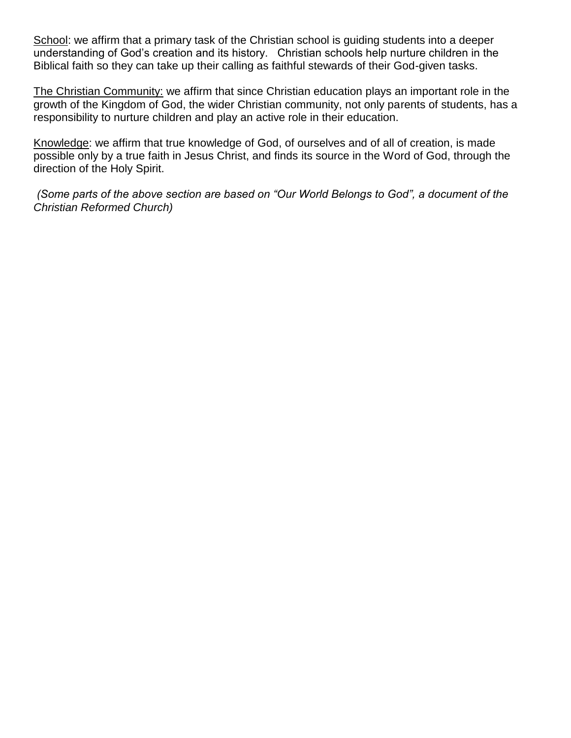<u>School</u>: we affirm that a primary task of the Christian school is guiding students into a deeper understanding of God's creation and its history. Christian schools help nurture children in the Biblical faith so they can take up their calling as faithful stewards of their God-given tasks.

<u>The Christian Community:</u> we affirm that since Christian education plays an important role in the growth of the Kingdom of God, the wider Christian community, not only parents of students, has a responsibility to nurture children and play an active role in their education.

<u>Knowledge</u>: we affirm that true knowledge of God, of ourselves and of all of creation, is made possible only by a true faith in Jesus Christ, and finds its source in the Word of God, through the direction of the Holy Spirit.

*(Some parts of the above section are based on "Our World Belongs to God", a document of the Christian Reformed Church)*